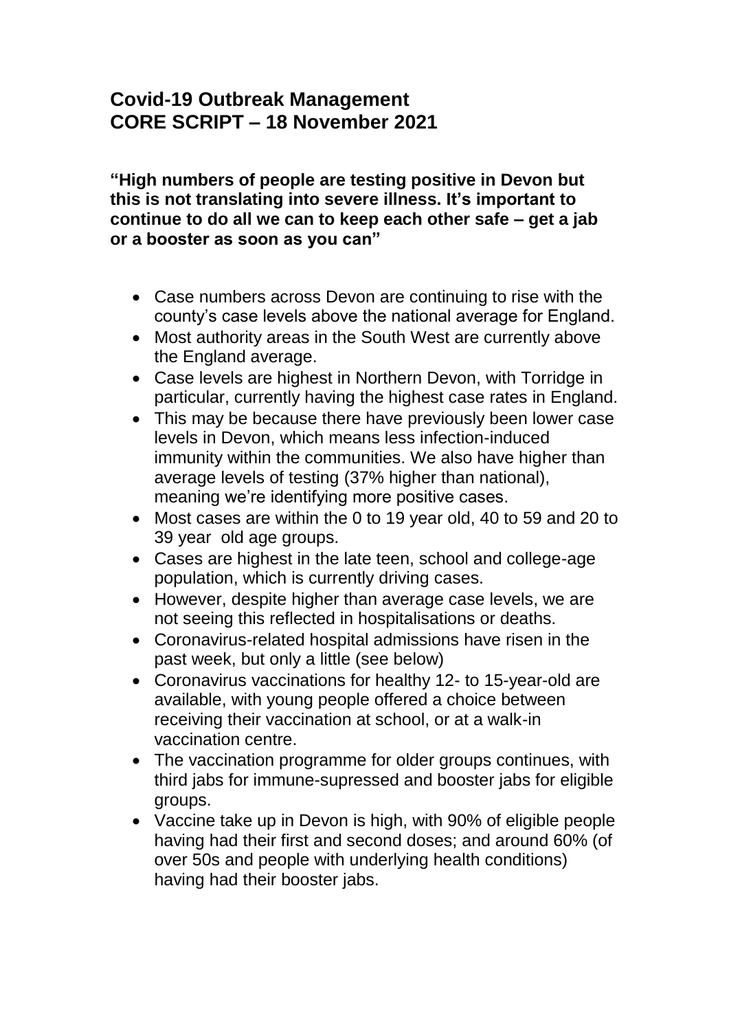# Covid-19 Outbreak Management
# CORE SCRIPT – 18 November 2021

**"High numbers of people are testing positive in Devon but this is not translating into severe illness. It's important to continue to do all we can to keep each other safe – get a jab or a booster as soon as you can"**

- Case numbers across Devon are continuing to rise with the county's case levels above the national average for England.
- Most authority areas in the South West are currently above the England average.
- Case levels are highest in Northern Devon, with Torridge in particular, currently having the highest case rates in England.
- This may be because there have previously been lower case levels in Devon, which means less infection-induced immunity within the communities. We also have higher than average levels of testing (37% higher than national), meaning we're identifying more positive cases.
- Most cases are within the 0 to 19 year old, 40 to 59 and 20 to 39 year old age groups.
- Cases are highest in the late teen, school and college-age population, which is currently driving cases.
- However, despite higher than average case levels, we are not seeing this reflected in hospitalisations or deaths.
- Coronavirus-related hospital admissions have risen in the past week, but only a little (see below)
- Coronavirus vaccinations for healthy 12- to 15-year-old are available, with young people offered a choice between receiving their vaccination at school, or at a walk-in vaccination centre.
- The vaccination programme for older groups continues, with third jabs for immune-supressed and booster jabs for eligible groups.
- Vaccine take up in Devon is high, with 90% of eligible people having had their first and second doses; and around 60% (of over 50s and people with underlying health conditions) having had their booster jabs.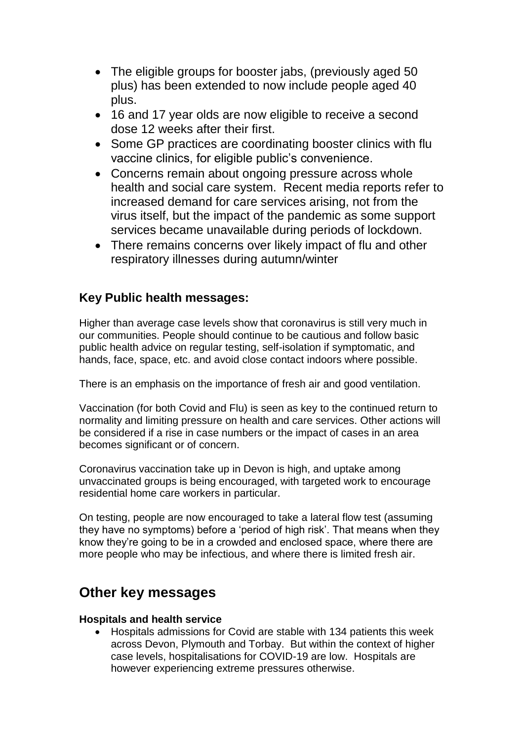- The eligible groups for booster jabs, (previously aged 50 plus) has been extended to now include people aged 40 plus.
- 16 and 17 year olds are now eligible to receive a second dose 12 weeks after their first.
- Some GP practices are coordinating booster clinics with flu vaccine clinics, for eligible public's convenience.
- Concerns remain about ongoing pressure across whole health and social care system. Recent media reports refer to increased demand for care services arising, not from the virus itself, but the impact of the pandemic as some support services became unavailable during periods of lockdown.
- There remains concerns over likely impact of flu and other respiratory illnesses during autumn/winter

### Key Public health messages:

Higher than average case levels show that coronavirus is still very much in our communities. People should continue to be cautious and follow basic public health advice on regular testing, self-isolation if symptomatic, and hands, face, space, etc. and avoid close contact indoors where possible.

There is an emphasis on the importance of fresh air and good ventilation.

Vaccination (for both Covid and Flu) is seen as key to the continued return to normality and limiting pressure on health and care services. Other actions will be considered if a rise in case numbers or the impact of cases in an area becomes significant or of concern.

Coronavirus vaccination take up in Devon is high, and uptake among unvaccinated groups is being encouraged, with targeted work to encourage residential home care workers in particular.

On testing, people are now encouraged to take a lateral flow test (assuming they have no symptoms) before a 'period of high risk'. That means when they know they're going to be in a crowded and enclosed space, where there are more people who may be infectious, and where there is limited fresh air.

## Other key messages

**Hospitals and health service**

- Hospitals admissions for Covid are stable with 134 patients this week across Devon, Plymouth and Torbay. But within the context of higher case levels, hospitalisations for COVID-19 are low. Hospitals are however experiencing extreme pressures otherwise.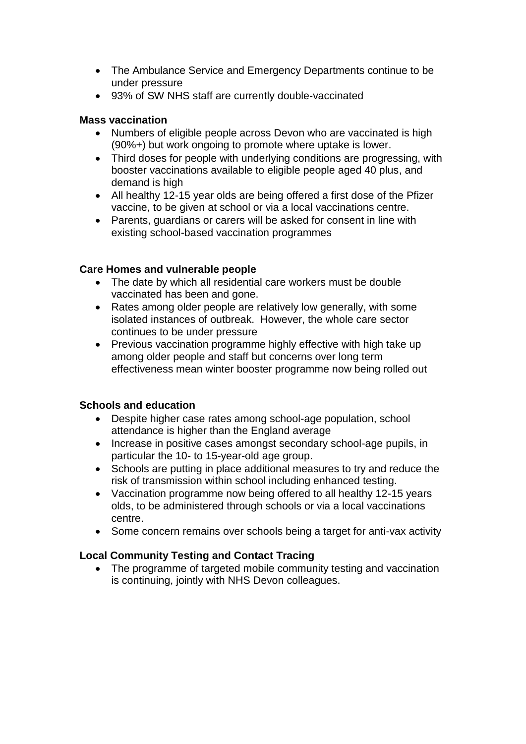- The Ambulance Service and Emergency Departments continue to be under pressure
- 93% of SW NHS staff are currently double-vaccinated

**Mass vaccination**

- Numbers of eligible people across Devon who are vaccinated is high (90%+) but work ongoing to promote where uptake is lower.
- Third doses for people with underlying conditions are progressing, with booster vaccinations available to eligible people aged 40 plus, and demand is high
- All healthy 12-15 year olds are being offered a first dose of the Pfizer vaccine, to be given at school or via a local vaccinations centre.
- Parents, guardians or carers will be asked for consent in line with existing school-based vaccination programmes

**Care Homes and vulnerable people**

- The date by which all residential care workers must be double vaccinated has been and gone.
- Rates among older people are relatively low generally, with some isolated instances of outbreak. However, the whole care sector continues to be under pressure
- Previous vaccination programme highly effective with high take up among older people and staff but concerns over long term effectiveness mean winter booster programme now being rolled out

**Schools and education**

- Despite higher case rates among school-age population, school attendance is higher than the England average
- Increase in positive cases amongst secondary school-age pupils, in particular the 10- to 15-year-old age group.
- Schools are putting in place additional measures to try and reduce the risk of transmission within school including enhanced testing.
- Vaccination programme now being offered to all healthy 12-15 years olds, to be administered through schools or via a local vaccinations centre.
- Some concern remains over schools being a target for anti-vax activity

**Local Community Testing and Contact Tracing**

- The programme of targeted mobile community testing and vaccination is continuing, jointly with NHS Devon colleagues.